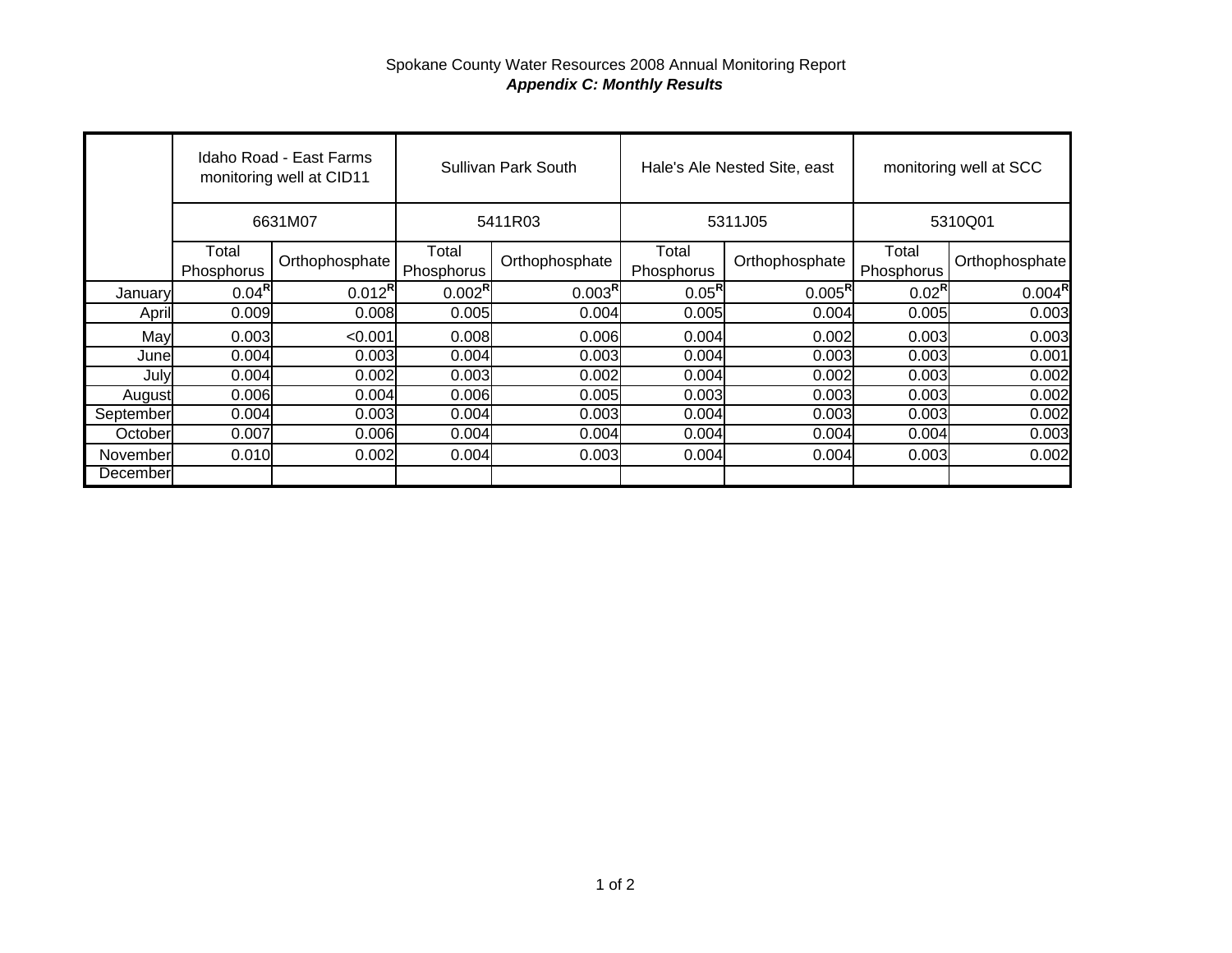Spokane County Water Resources 2008 Annual Monitoring Report

***Appendix C: Monthly Results***

| | Idaho Road - East Farms monitoring well at CID11 | | Sullivan Park South | | Hale's Ale Nested Site, east | | monitoring well at SCC | |
|---|---|---|---|---|---|---|---|---|
| | 6631M07 | | 5411R03 | | 5311J05 | | 5310Q01 | |
| | Total Phosphorus | Orthophosphate | Total Phosphorus | Orthophosphate | Total Phosphorus | Orthophosphate | Total Phosphorus | Orthophosphate |
| January | 0.04[R] | 0.012[R] | 0.002[R] | 0.003[R] | 0.05[R] | 0.005[R] | 0.02[R] | 0.004[R] |
| April | 0.009 | 0.008 | 0.005 | 0.004 | 0.005 | 0.004 | 0.005 | 0.003 |
| May | 0.003 | <0.001 | 0.008 | 0.006 | 0.004 | 0.002 | 0.003 | 0.003 |
| June | 0.004 | 0.003 | 0.004 | 0.003 | 0.004 | 0.003 | 0.003 | 0.001 |
| July | 0.004 | 0.002 | 0.003 | 0.002 | 0.004 | 0.002 | 0.003 | 0.002 |
| August | 0.006 | 0.004 | 0.006 | 0.005 | 0.003 | 0.003 | 0.003 | 0.002 |
| September | 0.004 | 0.003 | 0.004 | 0.003 | 0.004 | 0.003 | 0.003 | 0.002 |
| October | 0.007 | 0.006 | 0.004 | 0.004 | 0.004 | 0.004 | 0.004 | 0.003 |
| November | 0.010 | 0.002 | 0.004 | 0.003 | 0.004 | 0.004 | 0.003 | 0.002 |
| December | | | | | | | | |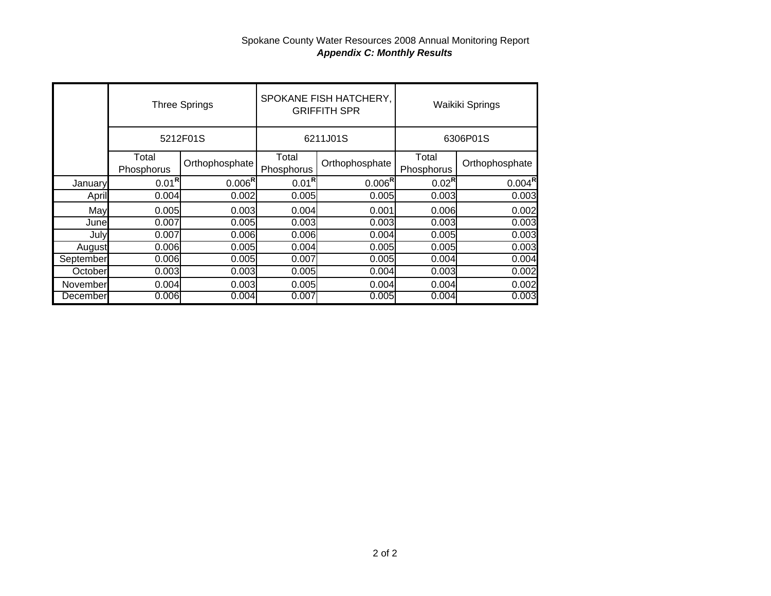Spokane County Water Resources 2008 Annual Monitoring Report

***Appendix C: Monthly Results***

| | Three Springs | | SPOKANE FISH HATCHERY, GRIFFITH SPR | | Waikiki Springs | |
|---|---|---|---|---|---|---|
| | 5212F01S | | 6211J01S | | 6306P01S | |
| | Total Phosphorus | Orthophosphate | Total Phosphorus | Orthophosphate | Total Phosphorus | Orthophosphate |
| January | 0.01[R] | 0.006[R] | 0.01[R] | 0.006[R] | 0.02[R] | 0.004[R] |
| April | 0.004 | 0.002 | 0.005 | 0.005 | 0.003 | 0.003 |
| May | 0.005 | 0.003 | 0.004 | 0.001 | 0.006 | 0.002 |
| June | 0.007 | 0.005 | 0.003 | 0.003 | 0.003 | 0.003 |
| July | 0.007 | 0.006 | 0.006 | 0.004 | 0.005 | 0.003 |
| August | 0.006 | 0.005 | 0.004 | 0.005 | 0.005 | 0.003 |
| September | 0.006 | 0.005 | 0.007 | 0.005 | 0.004 | 0.004 |
| October | 0.003 | 0.003 | 0.005 | 0.004 | 0.003 | 0.002 |
| November | 0.004 | 0.003 | 0.005 | 0.004 | 0.004 | 0.002 |
| December | 0.006 | 0.004 | 0.007 | 0.005 | 0.004 | 0.003 |